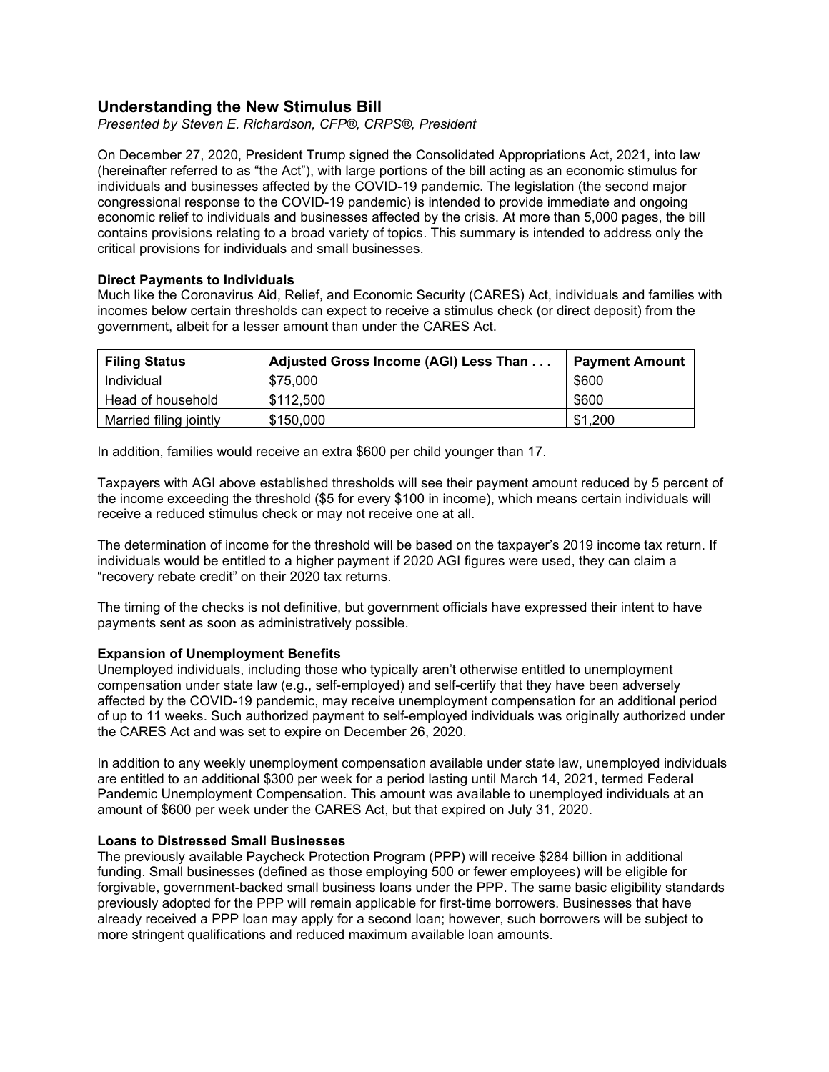# Understanding the New Stimulus Bill

*Presented by Steven E. Richardson, CFP®, CRPS®, President*

On December 27, 2020, President Trump signed the Consolidated Appropriations Act, 2021, into law (hereinafter referred to as "the Act"), with large portions of the bill acting as an economic stimulus for individuals and businesses affected by the COVID-19 pandemic. The legislation (the second major congressional response to the COVID-19 pandemic) is intended to provide immediate and ongoing economic relief to individuals and businesses affected by the crisis. At more than 5,000 pages, the bill contains provisions relating to a broad variety of topics. This summary is intended to address only the critical provisions for individuals and small businesses.

**Direct Payments to Individuals**

Much like the Coronavirus Aid, Relief, and Economic Security (CARES) Act, individuals and families with incomes below certain thresholds can expect to receive a stimulus check (or direct deposit) from the government, albeit for a lesser amount than under the CARES Act.

| Filing Status | Adjusted Gross Income (AGI) Less Than . . . | Payment Amount |
|---|---|---|
| Individual | $75,000 | $600 |
| Head of household | $112,500 | $600 |
| Married filing jointly | $150,000 | $1,200 |

In addition, families would receive an extra $600 per child younger than 17.

Taxpayers with AGI above established thresholds will see their payment amount reduced by 5 percent of the income exceeding the threshold ($5 for every $100 in income), which means certain individuals will receive a reduced stimulus check or may not receive one at all.

The determination of income for the threshold will be based on the taxpayer's 2019 income tax return. If individuals would be entitled to a higher payment if 2020 AGI figures were used, they can claim a "recovery rebate credit" on their 2020 tax returns.

The timing of the checks is not definitive, but government officials have expressed their intent to have payments sent as soon as administratively possible.

**Expansion of Unemployment Benefits**

Unemployed individuals, including those who typically aren't otherwise entitled to unemployment compensation under state law (e.g., self-employed) and self-certify that they have been adversely affected by the COVID-19 pandemic, may receive unemployment compensation for an additional period of up to 11 weeks. Such authorized payment to self-employed individuals was originally authorized under the CARES Act and was set to expire on December 26, 2020.

In addition to any weekly unemployment compensation available under state law, unemployed individuals are entitled to an additional $300 per week for a period lasting until March 14, 2021, termed Federal Pandemic Unemployment Compensation. This amount was available to unemployed individuals at an amount of $600 per week under the CARES Act, but that expired on July 31, 2020.

**Loans to Distressed Small Businesses**

The previously available Paycheck Protection Program (PPP) will receive $284 billion in additional funding. Small businesses (defined as those employing 500 or fewer employees) will be eligible for forgivable, government-backed small business loans under the PPP. The same basic eligibility standards previously adopted for the PPP will remain applicable for first-time borrowers. Businesses that have already received a PPP loan may apply for a second loan; however, such borrowers will be subject to more stringent qualifications and reduced maximum available loan amounts.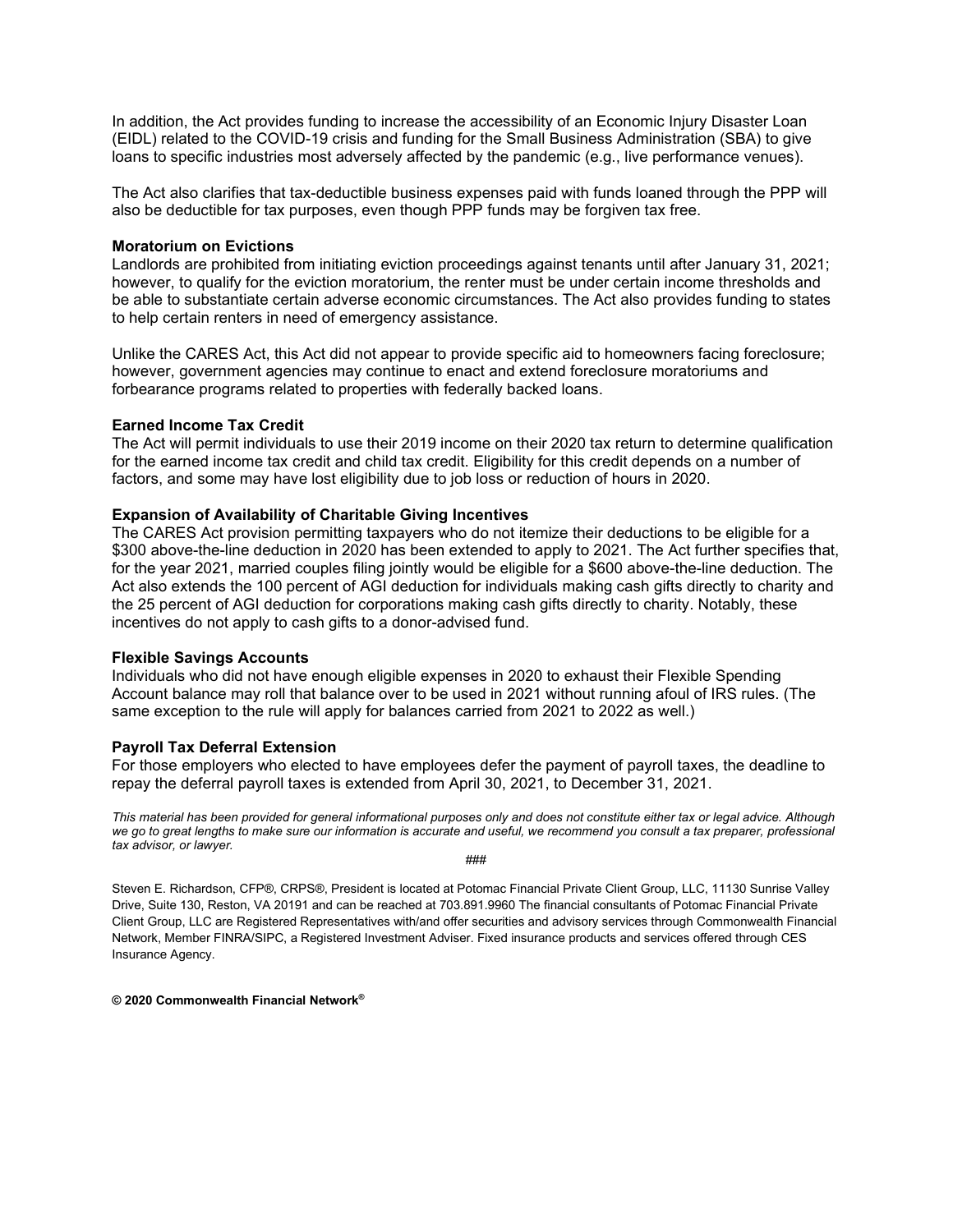In addition, the Act provides funding to increase the accessibility of an Economic Injury Disaster Loan (EIDL) related to the COVID-19 crisis and funding for the Small Business Administration (SBA) to give loans to specific industries most adversely affected by the pandemic (e.g., live performance venues).

The Act also clarifies that tax-deductible business expenses paid with funds loaned through the PPP will also be deductible for tax purposes, even though PPP funds may be forgiven tax free.

**Moratorium on Evictions**

Landlords are prohibited from initiating eviction proceedings against tenants until after January 31, 2021; however, to qualify for the eviction moratorium, the renter must be under certain income thresholds and be able to substantiate certain adverse economic circumstances. The Act also provides funding to states to help certain renters in need of emergency assistance.

Unlike the CARES Act, this Act did not appear to provide specific aid to homeowners facing foreclosure; however, government agencies may continue to enact and extend foreclosure moratoriums and forbearance programs related to properties with federally backed loans.

**Earned Income Tax Credit**

The Act will permit individuals to use their 2019 income on their 2020 tax return to determine qualification for the earned income tax credit and child tax credit. Eligibility for this credit depends on a number of factors, and some may have lost eligibility due to job loss or reduction of hours in 2020.

**Expansion of Availability of Charitable Giving Incentives**

The CARES Act provision permitting taxpayers who do not itemize their deductions to be eligible for a $300 above-the-line deduction in 2020 has been extended to apply to 2021. The Act further specifies that, for the year 2021, married couples filing jointly would be eligible for a $600 above-the-line deduction. The Act also extends the 100 percent of AGI deduction for individuals making cash gifts directly to charity and the 25 percent of AGI deduction for corporations making cash gifts directly to charity. Notably, these incentives do not apply to cash gifts to a donor-advised fund.

**Flexible Savings Accounts**

Individuals who did not have enough eligible expenses in 2020 to exhaust their Flexible Spending Account balance may roll that balance over to be used in 2021 without running afoul of IRS rules. (The same exception to the rule will apply for balances carried from 2021 to 2022 as well.)

**Payroll Tax Deferral Extension**

For those employers who elected to have employees defer the payment of payroll taxes, the deadline to repay the deferral payroll taxes is extended from April 30, 2021, to December 31, 2021.

*This material has been provided for general informational purposes only and does not constitute either tax or legal advice. Although we go to great lengths to make sure our information is accurate and useful, we recommend you consult a tax preparer, professional tax advisor, or lawyer.*

###

Steven E. Richardson, CFP®, CRPS®, President is located at Potomac Financial Private Client Group, LLC, 11130 Sunrise Valley Drive, Suite 130, Reston, VA 20191 and can be reached at 703.891.9960 The financial consultants of Potomac Financial Private Client Group, LLC are Registered Representatives with/and offer securities and advisory services through Commonwealth Financial Network, Member FINRA/SIPC, a Registered Investment Adviser. Fixed insurance products and services offered through CES Insurance Agency.

**© 2020 Commonwealth Financial Network®**